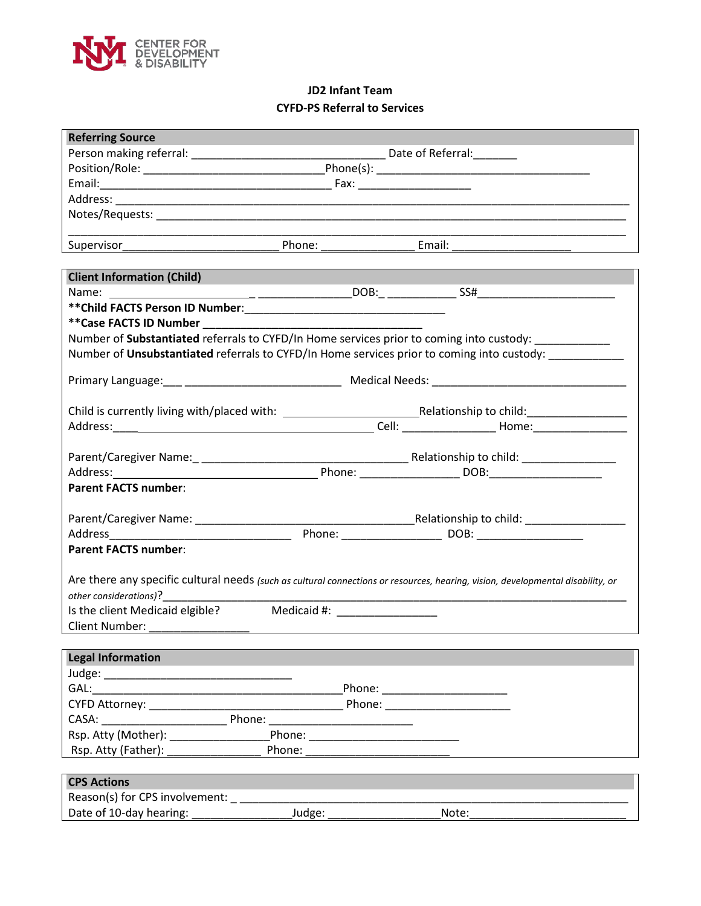CENTER FOR DEVELOPMENT & DISABILITY

**JD2 Infant Team**

**CYFD-PS Referral to Services**

## Referring Source

Person making referral: ______________________________ Date of Referral:_______

Position/Role: ____________________________Phone(s): _________________________________

Email:____________________________________ Fax: _________________

Address: ___________________________________________________________________________

Notes/Requests: _____________________________________________________________________

_____________________________________________________________________________________

Supervisor________________________ Phone: ______________ Email: __________________

## Client Information (Child)

Name: ________________________ _______________DOB:_ ___________ SS#______________________

**\*\*Child FACTS Person ID Number**:_______________________________

**\*\*Case FACTS ID Number** ________________________________

Number of **Substantiated** referrals to CYFD/In Home services prior to coming into custody: ____________

Number of **Unsubstantiated** referrals to CYFD/In Home services prior to coming into custody: ____________

Primary Language:___ ________________________ Medical Needs: ______________________________

Child is currently living with/placed with: ____________________Relationship to child:_______________

Address:____________________________________________ Cell: ______________ Home:_______________

Parent/Caregiver Name:_ ________________________________ Relationship to child: _______________

Address:________________________________ Phone: _______________ DOB:_________________

**Parent FACTS number**:

Parent/Caregiver Name: __________________________________Relationship to child: ________________

Address______________________________ Phone: _______________ DOB: ________________

**Parent FACTS number**:

Are there any specific cultural needs *(such as cultural connections or resources, hearing, vision, developmental disability, or other considerations)*?_____________________________________________________________________________

Is the client Medicaid elgible? Medicaid #: _______________

Client Number: _______________

## Legal Information

Judge: ______________________________

GAL:_________________________________________Phone: ____________________

CYFD Attorney: ______________________________ Phone: ____________________

CASA: ____________________ Phone: _______________________

Rsp. Atty (Mother): _______________Phone: _______________________

Rsp. Atty (Father): _______________ Phone: _______________________

## CPS Actions

Reason(s) for CPS involvement: _ _______________________________________________________________

Date of 10-day hearing: _______________Judge: _________________Note:________________________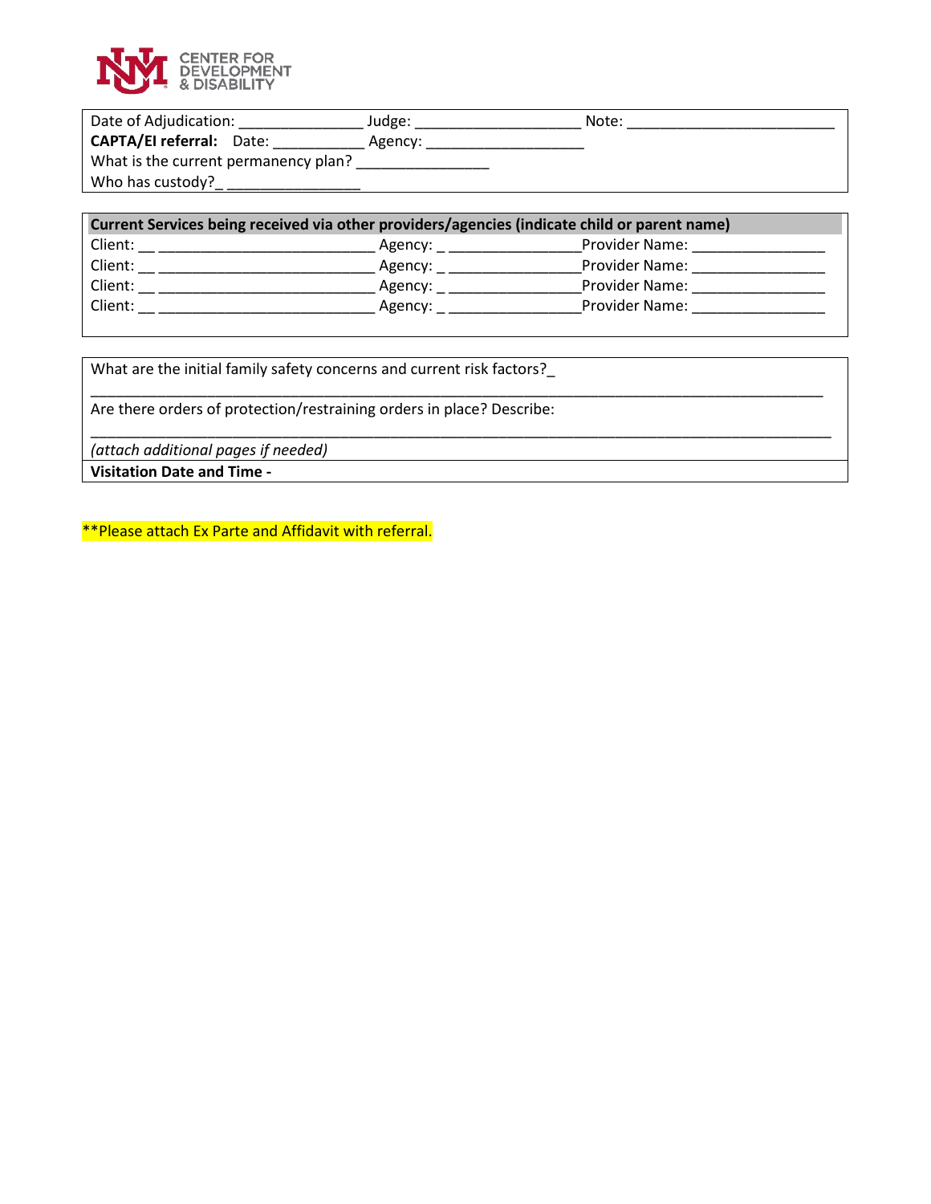CENTER FOR DEVELOPMENT & DISABILITY

Date of Adjudication: _______________ Judge: _____________________ Note: __________________________

**CAPTA/EI referral:** Date: ___________ Agency: ____________________

What is the current permanency plan? _________________

Who has custody?_ _________________

**Current Services being received via other providers/agencies (indicate child or parent name)**

Client: __ ____________________________ Agency: _ _________________Provider Name: _________________

Client: __ ____________________________ Agency: _ _________________Provider Name: _________________

Client: __ ____________________________ Agency: _ _________________Provider Name: _________________

Client: __ ____________________________ Agency: _ _________________Provider Name: _________________

What are the initial family safety concerns and current risk factors?_

_______________________________________________________________________________________________

Are there orders of protection/restraining orders in place? Describe:

_______________________________________________________________________________________________

*(attach additional pages if needed)*

**Visitation Date and Time -**

**Please attach Ex Parte and Affidavit with referral.